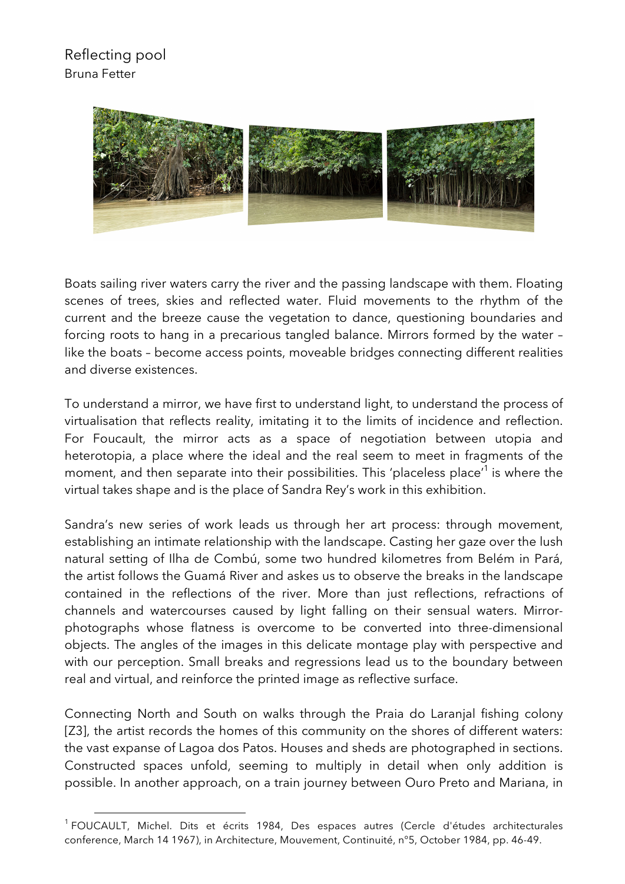# Reflecting pool

Bruna Fetter

Boats sailing river waters carry the river and the passing landscape with them. Floating scenes of trees, skies and reflected water. Fluid movements to the rhythm of the current and the breeze cause the vegetation to dance, questioning boundaries and forcing roots to hang in a precarious tangled balance. Mirrors formed by the water – like the boats – become access points, moveable bridges connecting different realities and diverse existences.

To understand a mirror, we have first to understand light, to understand the process of virtualisation that reflects reality, imitating it to the limits of incidence and reflection. For Foucault, the mirror acts as a space of negotiation between utopia and heterotopia, a place where the ideal and the real seem to meet in fragments of the moment, and then separate into their possibilities. This 'placeless place'[1] is where the virtual takes shape and is the place of Sandra Rey's work in this exhibition.

Sandra's new series of work leads us through her art process: through movement, establishing an intimate relationship with the landscape. Casting her gaze over the lush natural setting of Ilha de Combú, some two hundred kilometres from Belém in Pará, the artist follows the Guamá River and askes us to observe the breaks in the landscape contained in the reflections of the river. More than just reflections, refractions of channels and watercourses caused by light falling on their sensual waters. Mirror-photographs whose flatness is overcome to be converted into three-dimensional objects. The angles of the images in this delicate montage play with perspective and with our perception. Small breaks and regressions lead us to the boundary between real and virtual, and reinforce the printed image as reflective surface.

Connecting North and South on walks through the Praia do Laranjal fishing colony [Z3], the artist records the homes of this community on the shores of different waters: the vast expanse of Lagoa dos Patos. Houses and sheds are photographed in sections. Constructed spaces unfold, seeming to multiply in detail when only addition is possible. In another approach, on a train journey between Ouro Preto and Mariana, in

[1] FOUCAULT, Michel. Dits et écrits 1984, Des espaces autres (Cercle d'études architecturales conference, March 14 1967), in Architecture, Mouvement, Continuité, n°5, October 1984, pp. 46-49.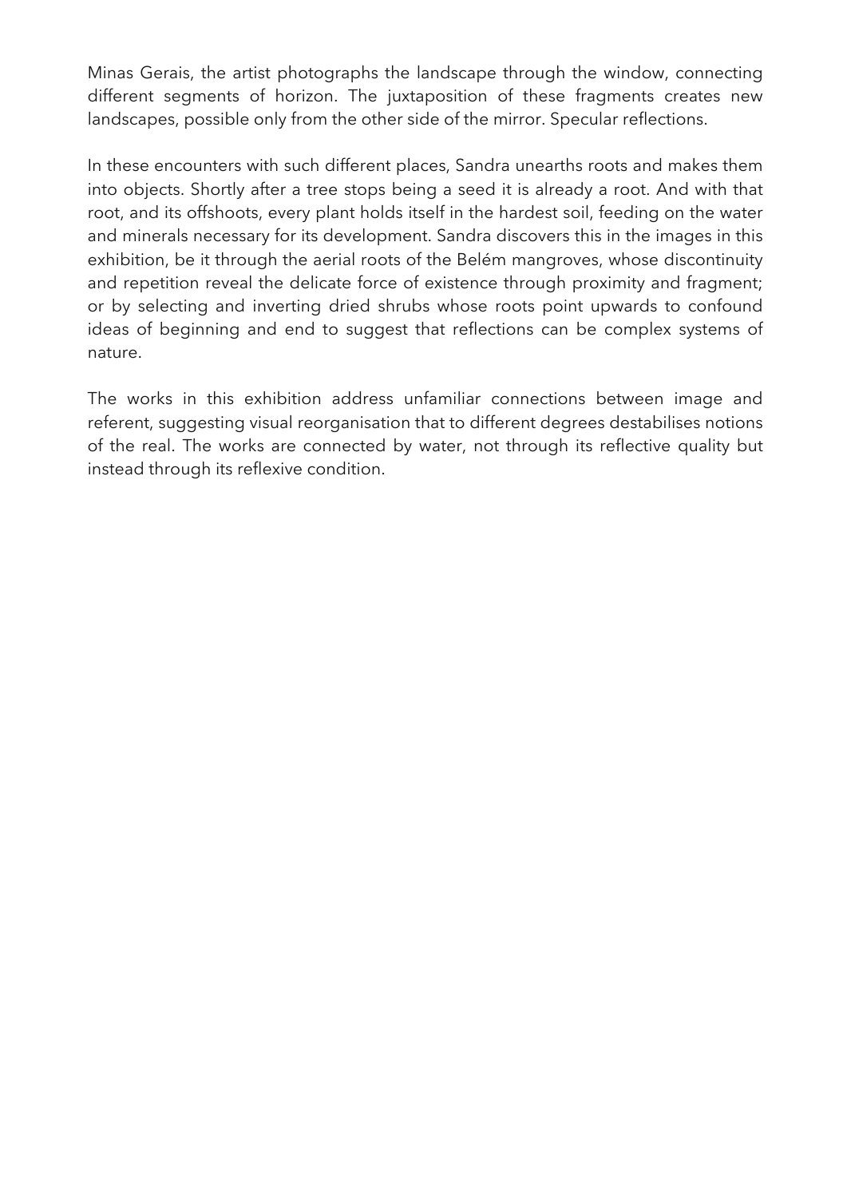Minas Gerais, the artist photographs the landscape through the window, connecting different segments of horizon. The juxtaposition of these fragments creates new landscapes, possible only from the other side of the mirror. Specular reflections.

In these encounters with such different places, Sandra unearths roots and makes them into objects. Shortly after a tree stops being a seed it is already a root. And with that root, and its offshoots, every plant holds itself in the hardest soil, feeding on the water and minerals necessary for its development. Sandra discovers this in the images in this exhibition, be it through the aerial roots of the Belém mangroves, whose discontinuity and repetition reveal the delicate force of existence through proximity and fragment; or by selecting and inverting dried shrubs whose roots point upwards to confound ideas of beginning and end to suggest that reflections can be complex systems of nature.

The works in this exhibition address unfamiliar connections between image and referent, suggesting visual reorganisation that to different degrees destabilises notions of the real. The works are connected by water, not through its reflective quality but instead through its reflexive condition.